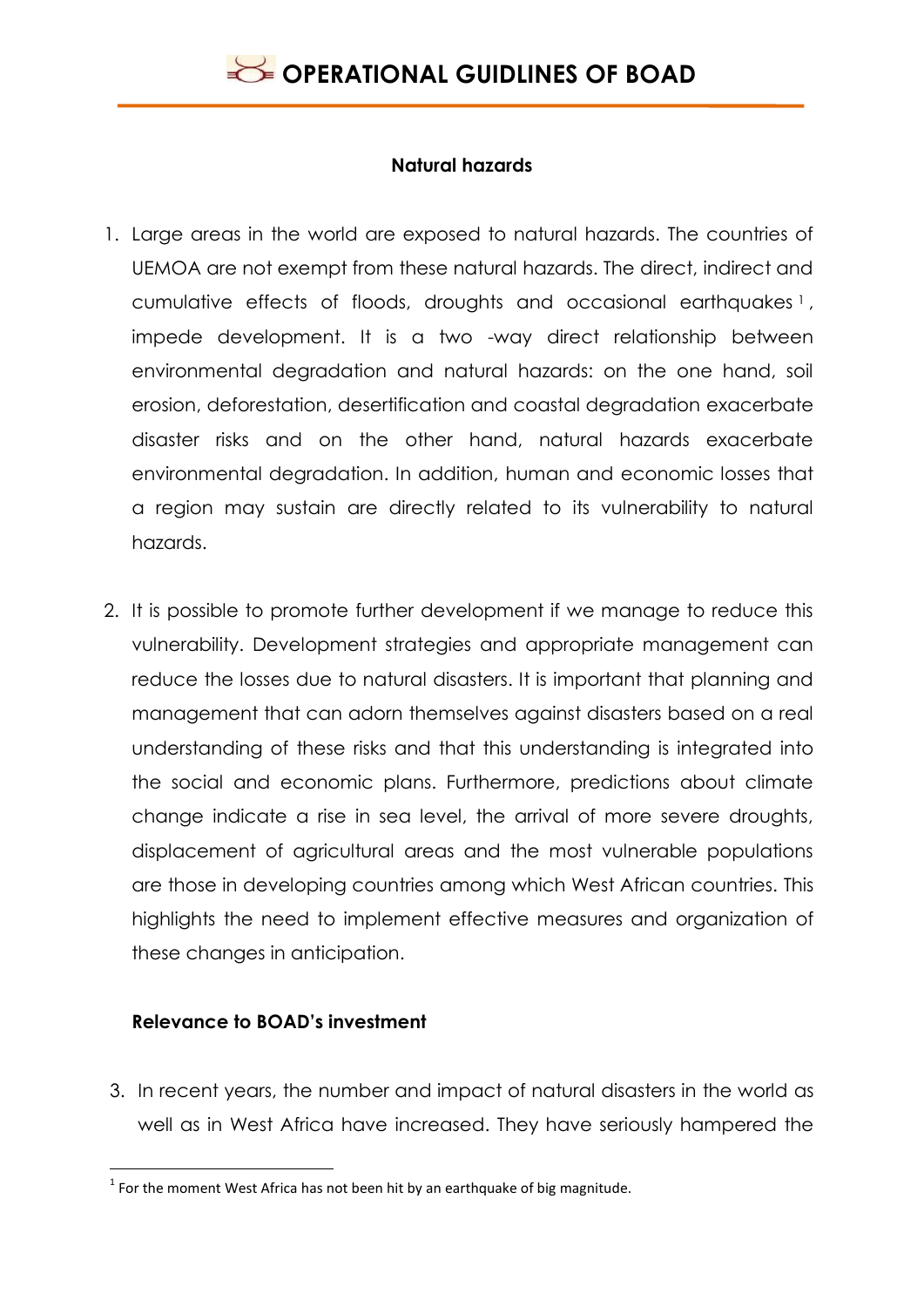## Natural hazards

1. Large areas in the world are exposed to natural hazards. The countries of UEMOA are not exempt from these natural hazards. The direct, indirect and cumulative effects of floods, droughts and occasional earthquakes [1], impede development. It is a two -way direct relationship between environmental degradation and natural hazards: on the one hand, soil erosion, deforestation, desertification and coastal degradation exacerbate disaster risks and on the other hand, natural hazards exacerbate environmental degradation. In addition, human and economic losses that a region may sustain are directly related to its vulnerability to natural hazards.

2. It is possible to promote further development if we manage to reduce this vulnerability. Development strategies and appropriate management can reduce the losses due to natural disasters. It is important that planning and management that can adorn themselves against disasters based on a real understanding of these risks and that this understanding is integrated into the social and economic plans. Furthermore, predictions about climate change indicate a rise in sea level, the arrival of more severe droughts, displacement of agricultural areas and the most vulnerable populations are those in developing countries among which West African countries. This highlights the need to implement effective measures and organization of these changes in anticipation.

### Relevance to BOAD's investment

3. In recent years, the number and impact of natural disasters in the world as well as in West Africa have increased. They have seriously hampered the

[1] For the moment West Africa has not been hit by an earthquake of big magnitude.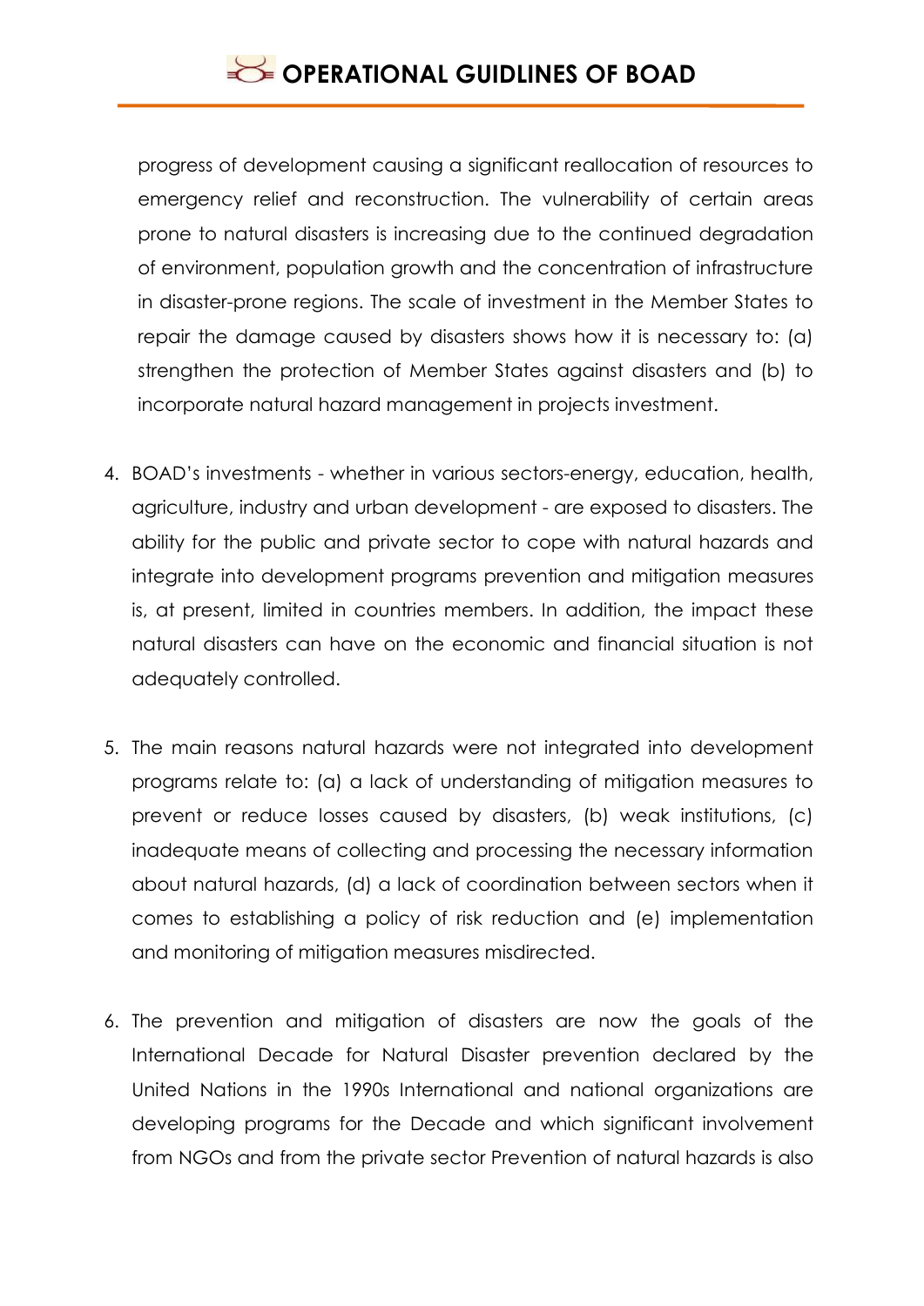progress of development causing a significant reallocation of resources to emergency relief and reconstruction. The vulnerability of certain areas prone to natural disasters is increasing due to the continued degradation of environment, population growth and the concentration of infrastructure in disaster-prone regions. The scale of investment in the Member States to repair the damage caused by disasters shows how it is necessary to: (a) strengthen the protection of Member States against disasters and (b) to incorporate natural hazard management in projects investment.

4. BOAD's investments - whether in various sectors-energy, education, health, agriculture, industry and urban development - are exposed to disasters. The ability for the public and private sector to cope with natural hazards and integrate into development programs prevention and mitigation measures is, at present, limited in countries members. In addition, the impact these natural disasters can have on the economic and financial situation is not adequately controlled.

5. The main reasons natural hazards were not integrated into development programs relate to: (a) a lack of understanding of mitigation measures to prevent or reduce losses caused by disasters, (b) weak institutions, (c) inadequate means of collecting and processing the necessary information about natural hazards, (d) a lack of coordination between sectors when it comes to establishing a policy of risk reduction and (e) implementation and monitoring of mitigation measures misdirected.

6. The prevention and mitigation of disasters are now the goals of the International Decade for Natural Disaster prevention declared by the United Nations in the 1990s International and national organizations are developing programs for the Decade and which significant involvement from NGOs and from the private sector Prevention of natural hazards is also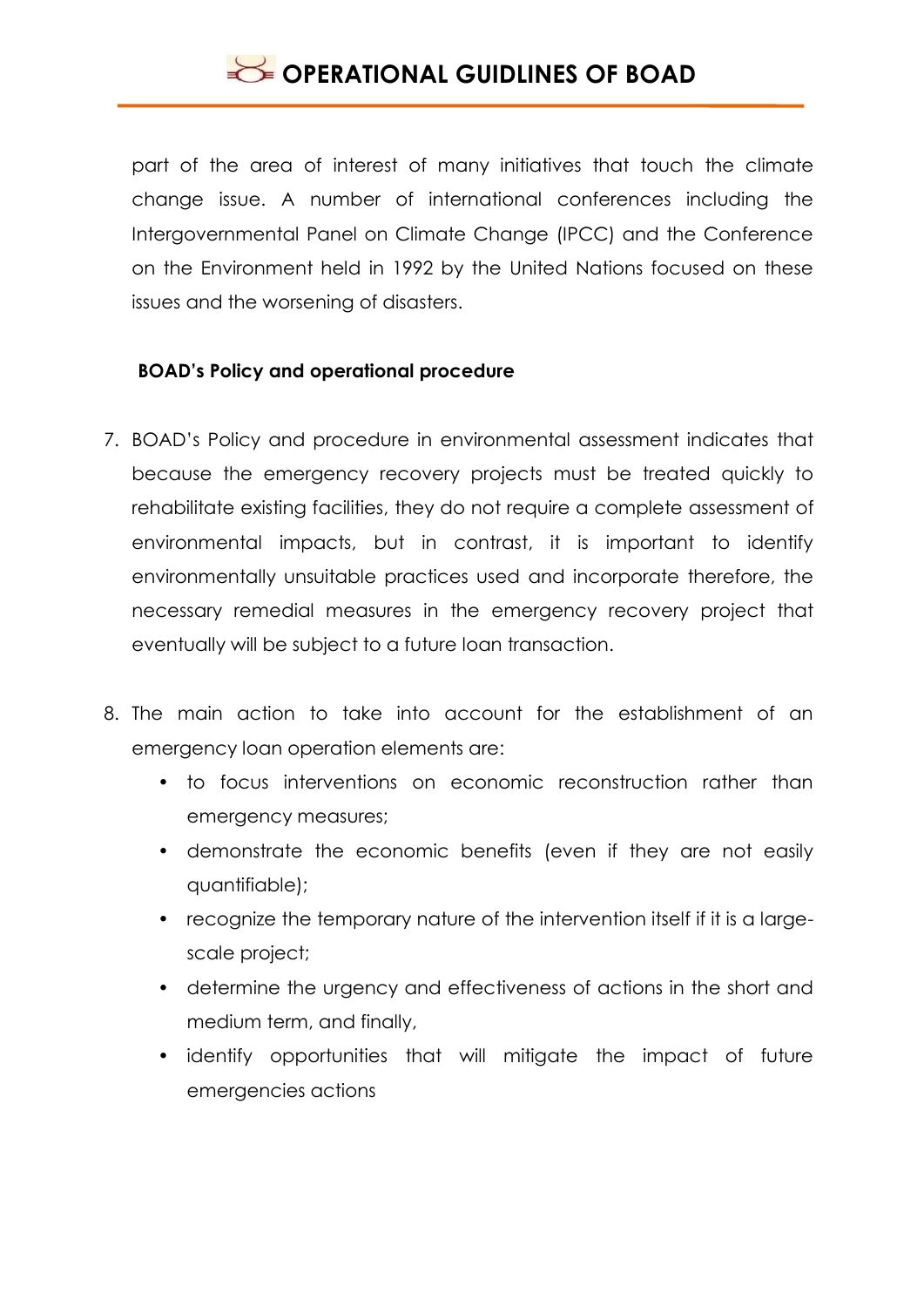part of the area of interest of many initiatives that touch the climate change issue. A number of international conferences including the Intergovernmental Panel on Climate Change (IPCC) and the Conference on the Environment held in 1992 by the United Nations focused on these issues and the worsening of disasters.

**BOAD's Policy and operational procedure**

7. BOAD's Policy and procedure in environmental assessment indicates that because the emergency recovery projects must be treated quickly to rehabilitate existing facilities, they do not require a complete assessment of environmental impacts, but in contrast, it is important to identify environmentally unsuitable practices used and incorporate therefore, the necessary remedial measures in the emergency recovery project that eventually will be subject to a future loan transaction.

8. The main action to take into account for the establishment of an emergency loan operation elements are:
   - to focus interventions on economic reconstruction rather than emergency measures;
   - demonstrate the economic benefits (even if they are not easily quantifiable);
   - recognize the temporary nature of the intervention itself if it is a large-scale project;
   - determine the urgency and effectiveness of actions in the short and medium term, and finally,
   - identify opportunities that will mitigate the impact of future emergencies actions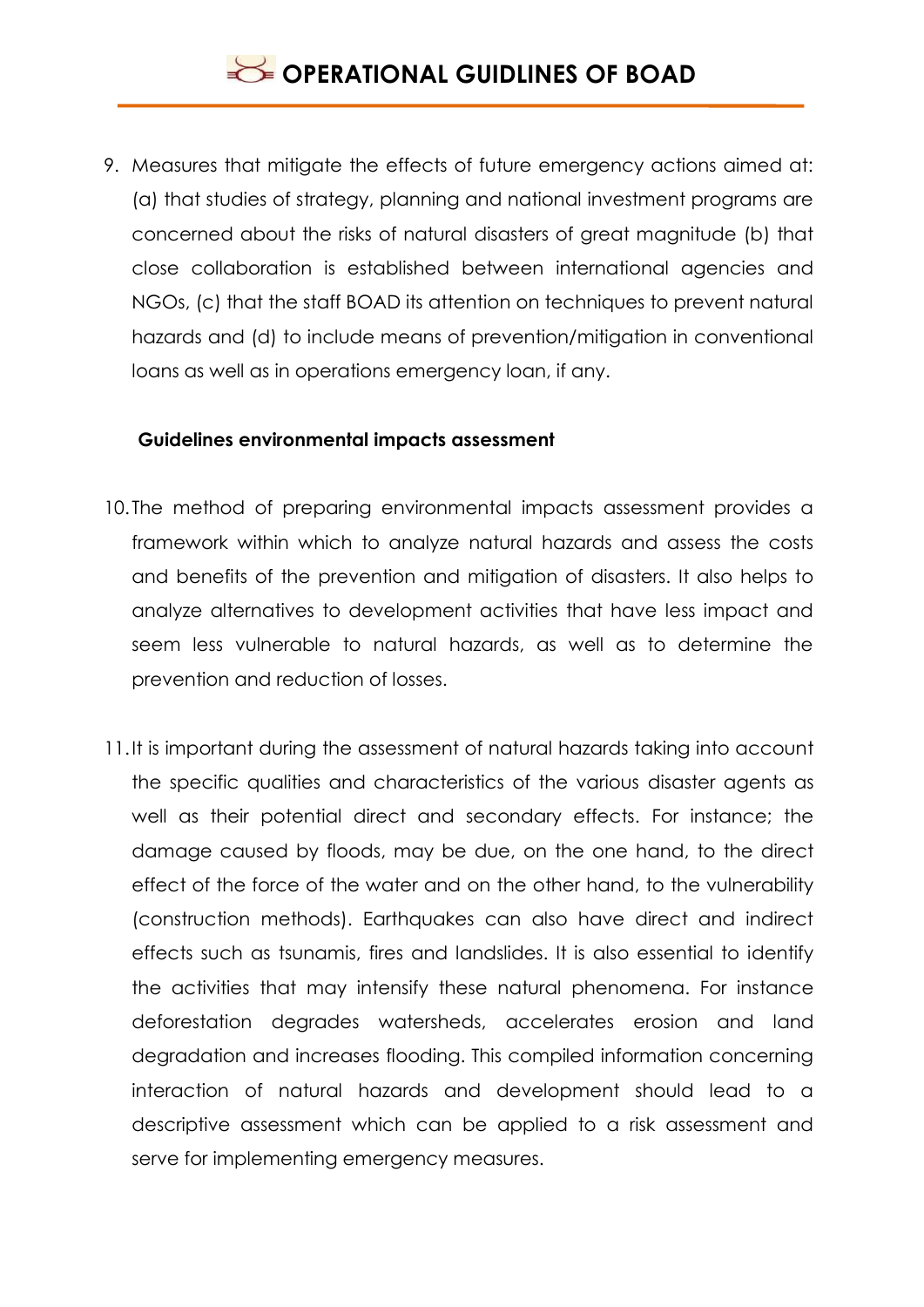9. Measures that mitigate the effects of future emergency actions aimed at: (a) that studies of strategy, planning and national investment programs are concerned about the risks of natural disasters of great magnitude (b) that close collaboration is established between international agencies and NGOs, (c) that the staff BOAD its attention on techniques to prevent natural hazards and (d) to include means of prevention/mitigation in conventional loans as well as in operations emergency loan, if any.

**Guidelines environmental impacts assessment**

10. The method of preparing environmental impacts assessment provides a framework within which to analyze natural hazards and assess the costs and benefits of the prevention and mitigation of disasters. It also helps to analyze alternatives to development activities that have less impact and seem less vulnerable to natural hazards, as well as to determine the prevention and reduction of losses.

11. It is important during the assessment of natural hazards taking into account the specific qualities and characteristics of the various disaster agents as well as their potential direct and secondary effects. For instance; the damage caused by floods, may be due, on the one hand, to the direct effect of the force of the water and on the other hand, to the vulnerability (construction methods). Earthquakes can also have direct and indirect effects such as tsunamis, fires and landslides. It is also essential to identify the activities that may intensify these natural phenomena. For instance deforestation degrades watersheds, accelerates erosion and land degradation and increases flooding. This compiled information concerning interaction of natural hazards and development should lead to a descriptive assessment which can be applied to a risk assessment and serve for implementing emergency measures.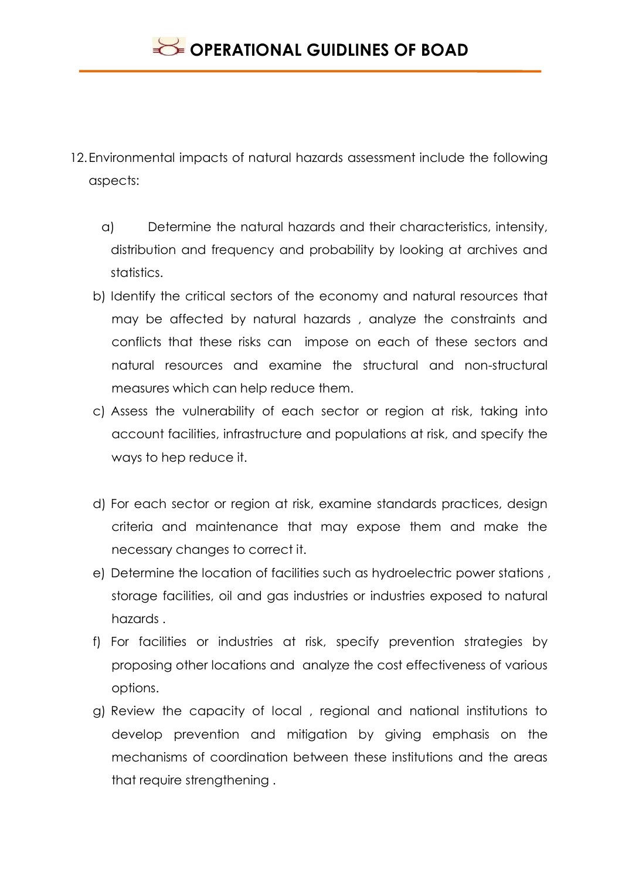12. Environmental impacts of natural hazards assessment include the following aspects:

    a) Determine the natural hazards and their characteristics, intensity, distribution and frequency and probability by looking at archives and statistics.
    b) Identify the critical sectors of the economy and natural resources that may be affected by natural hazards , analyze the constraints and conflicts that these risks can impose on each of these sectors and natural resources and examine the structural and non-structural measures which can help reduce them.
    c) Assess the vulnerability of each sector or region at risk, taking into account facilities, infrastructure and populations at risk, and specify the ways to hep reduce it.
    d) For each sector or region at risk, examine standards practices, design criteria and maintenance that may expose them and make the necessary changes to correct it.
    e) Determine the location of facilities such as hydroelectric power stations , storage facilities, oil and gas industries or industries exposed to natural hazards .
    f) For facilities or industries at risk, specify prevention strategies by proposing other locations and analyze the cost effectiveness of various options.
    g) Review the capacity of local , regional and national institutions to develop prevention and mitigation by giving emphasis on the mechanisms of coordination between these institutions and the areas that require strengthening .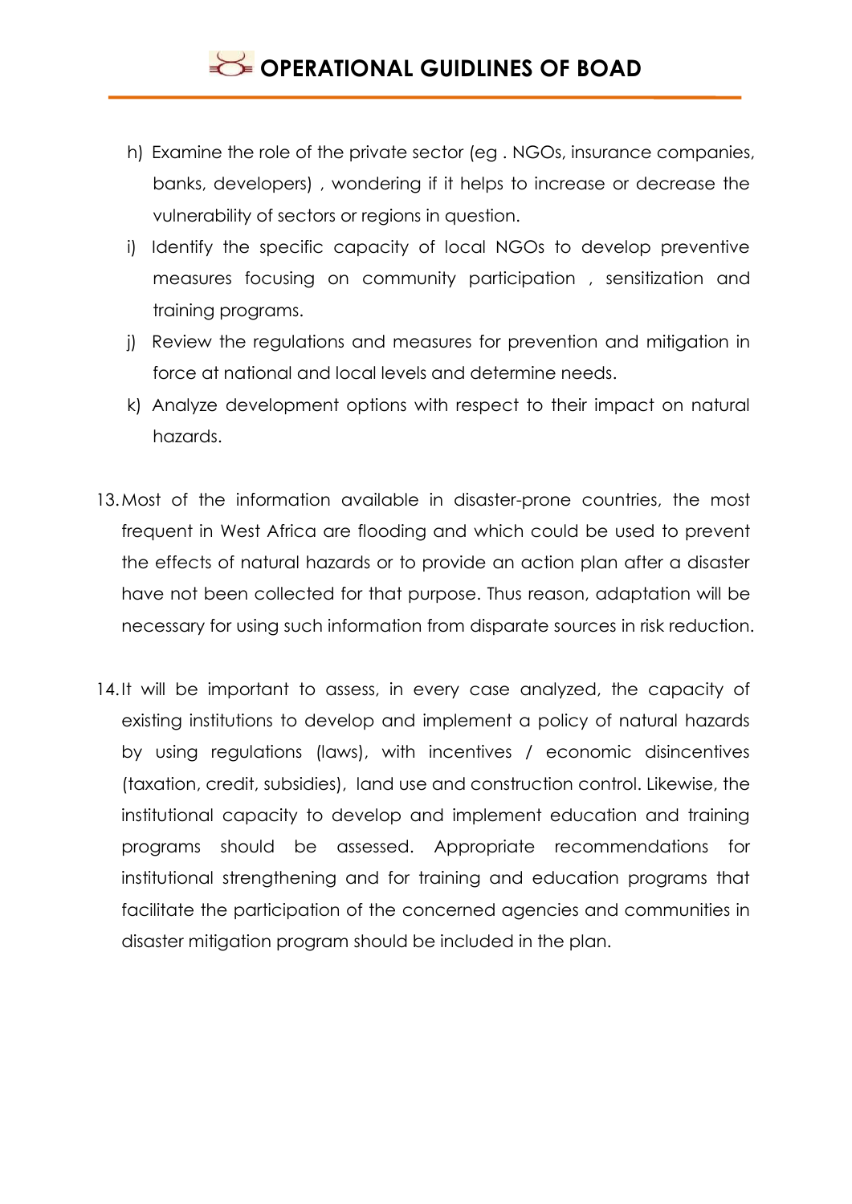h) Examine the role of the private sector (eg . NGOs, insurance companies, banks, developers) , wondering if it helps to increase or decrease the vulnerability of sectors or regions in question.

i) Identify the specific capacity of local NGOs to develop preventive measures focusing on community participation , sensitization and training programs.

j) Review the regulations and measures for prevention and mitigation in force at national and local levels and determine needs.

k) Analyze development options with respect to their impact on natural hazards.

13. Most of the information available in disaster-prone countries, the most frequent in West Africa are flooding and which could be used to prevent the effects of natural hazards or to provide an action plan after a disaster have not been collected for that purpose. Thus reason, adaptation will be necessary for using such information from disparate sources in risk reduction.

14. It will be important to assess, in every case analyzed, the capacity of existing institutions to develop and implement a policy of natural hazards by using regulations (laws), with incentives / economic disincentives (taxation, credit, subsidies), land use and construction control. Likewise, the institutional capacity to develop and implement education and training programs should be assessed. Appropriate recommendations for institutional strengthening and for training and education programs that facilitate the participation of the concerned agencies and communities in disaster mitigation program should be included in the plan.